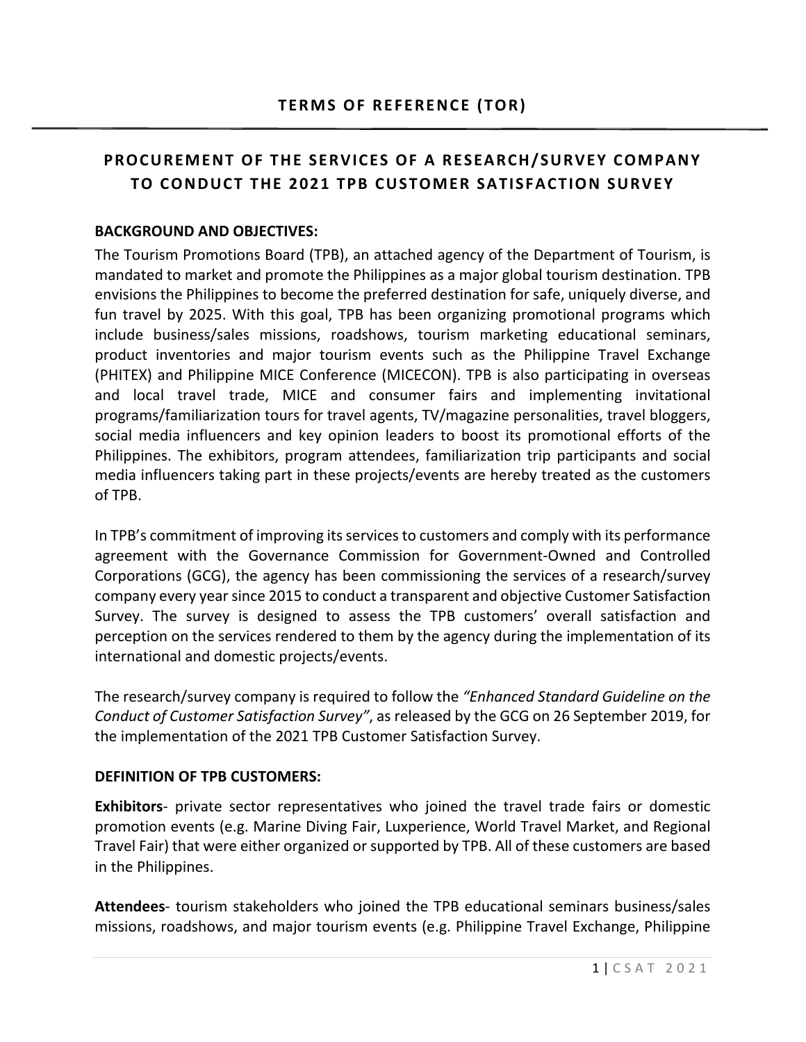# TERMS OF REFERENCE (TOR)

## PROCUREMENT OF THE SERVICES OF A RESEARCH/SURVEY COMPANY TO CONDUCT THE 2021 TPB CUSTOMER SATISFACTION SURVEY

**BACKGROUND AND OBJECTIVES:**

The Tourism Promotions Board (TPB), an attached agency of the Department of Tourism, is mandated to market and promote the Philippines as a major global tourism destination. TPB envisions the Philippines to become the preferred destination for safe, uniquely diverse, and fun travel by 2025. With this goal, TPB has been organizing promotional programs which include business/sales missions, roadshows, tourism marketing educational seminars, product inventories and major tourism events such as the Philippine Travel Exchange (PHITEX) and Philippine MICE Conference (MICECON). TPB is also participating in overseas and local travel trade, MICE and consumer fairs and implementing invitational programs/familiarization tours for travel agents, TV/magazine personalities, travel bloggers, social media influencers and key opinion leaders to boost its promotional efforts of the Philippines. The exhibitors, program attendees, familiarization trip participants and social media influencers taking part in these projects/events are hereby treated as the customers of TPB.

In TPB's commitment of improving its services to customers and comply with its performance agreement with the Governance Commission for Government-Owned and Controlled Corporations (GCG), the agency has been commissioning the services of a research/survey company every year since 2015 to conduct a transparent and objective Customer Satisfaction Survey. The survey is designed to assess the TPB customers' overall satisfaction and perception on the services rendered to them by the agency during the implementation of its international and domestic projects/events.

The research/survey company is required to follow the *"Enhanced Standard Guideline on the Conduct of Customer Satisfaction Survey"*, as released by the GCG on 26 September 2019, for the implementation of the 2021 TPB Customer Satisfaction Survey.

**DEFINITION OF TPB CUSTOMERS:**

**Exhibitors**- private sector representatives who joined the travel trade fairs or domestic promotion events (e.g. Marine Diving Fair, Luxperience, World Travel Market, and Regional Travel Fair) that were either organized or supported by TPB. All of these customers are based in the Philippines.

**Attendees**- tourism stakeholders who joined the TPB educational seminars business/sales missions, roadshows, and major tourism events (e.g. Philippine Travel Exchange, Philippine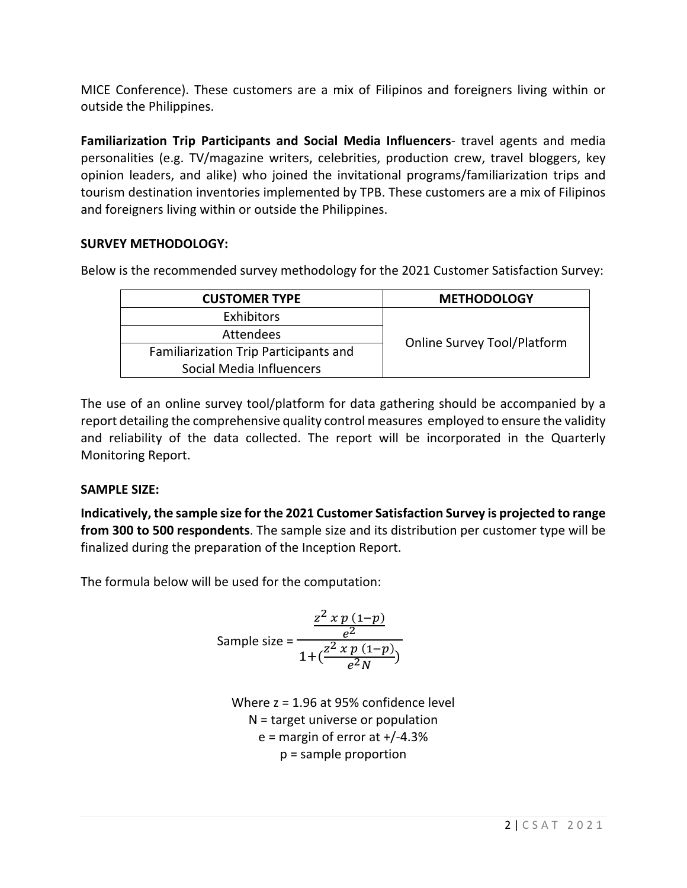MICE Conference). These customers are a mix of Filipinos and foreigners living within or outside the Philippines.

**Familiarization Trip Participants and Social Media Influencers**- travel agents and media personalities (e.g. TV/magazine writers, celebrities, production crew, travel bloggers, key opinion leaders, and alike) who joined the invitational programs/familiarization trips and tourism destination inventories implemented by TPB. These customers are a mix of Filipinos and foreigners living within or outside the Philippines.

**SURVEY METHODOLOGY:**

Below is the recommended survey methodology for the 2021 Customer Satisfaction Survey:

| CUSTOMER TYPE | METHODOLOGY |
|---|---|
| Exhibitors | Online Survey Tool/Platform |
| Attendees | |
| Familiarization Trip Participants and Social Media Influencers | |

The use of an online survey tool/platform for data gathering should be accompanied by a report detailing the comprehensive quality control measures employed to ensure the validity and reliability of the data collected. The report will be incorporated in the Quarterly Monitoring Report.

**SAMPLE SIZE:**

**Indicatively, the sample size for the 2021 Customer Satisfaction Survey is projected to range from 300 to 500 respondents**. The sample size and its distribution per customer type will be finalized during the preparation of the Inception Report.

The formula below will be used for the computation:

$$\text{Sample size} = \frac{\frac{z^2 \, x \, p \, (1-p)}{e^2}}{1+\left(\frac{z^2 \, x \, p \, (1-p)}{e^2 N}\right)}$$

Where z = 1.96 at 95% confidence level
N = target universe or population
e = margin of error at +/-4.3%
p = sample proportion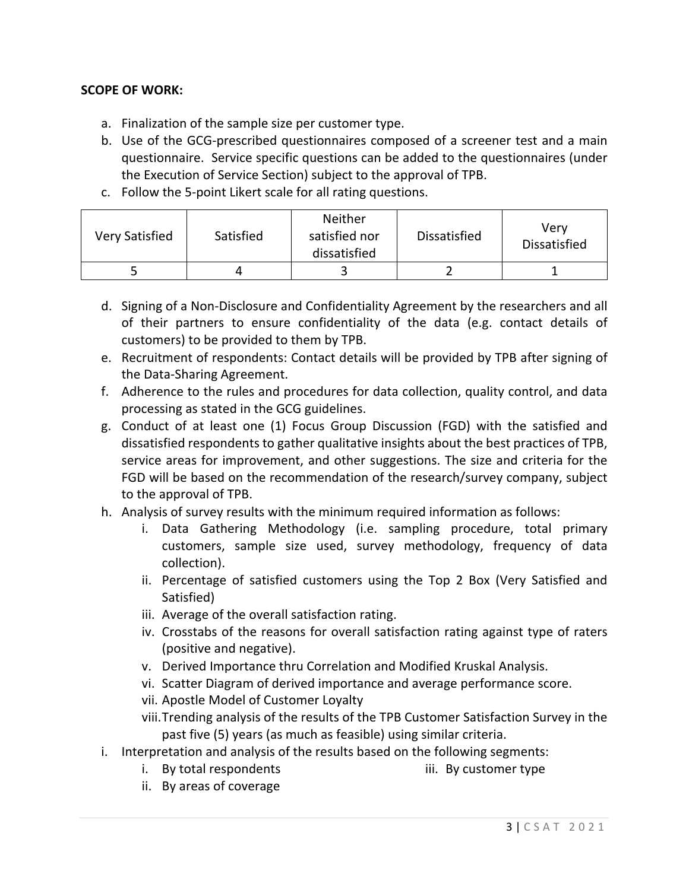**SCOPE OF WORK:**

a. Finalization of the sample size per customer type.
b. Use of the GCG-prescribed questionnaires composed of a screener test and a main questionnaire. Service specific questions can be added to the questionnaires (under the Execution of Service Section) subject to the approval of TPB.
c. Follow the 5-point Likert scale for all rating questions.

| Very Satisfied | Satisfied | Neither satisfied nor dissatisfied | Dissatisfied | Very Dissatisfied |
|---|---|---|---|---|
| 5 | 4 | 3 | 2 | 1 |

d. Signing of a Non-Disclosure and Confidentiality Agreement by the researchers and all of their partners to ensure confidentiality of the data (e.g. contact details of customers) to be provided to them by TPB.
e. Recruitment of respondents: Contact details will be provided by TPB after signing of the Data-Sharing Agreement.
f. Adherence to the rules and procedures for data collection, quality control, and data processing as stated in the GCG guidelines.
g. Conduct of at least one (1) Focus Group Discussion (FGD) with the satisfied and dissatisfied respondents to gather qualitative insights about the best practices of TPB, service areas for improvement, and other suggestions. The size and criteria for the FGD will be based on the recommendation of the research/survey company, subject to the approval of TPB.
h. Analysis of survey results with the minimum required information as follows:
    i. Data Gathering Methodology (i.e. sampling procedure, total primary customers, sample size used, survey methodology, frequency of data collection).
    ii. Percentage of satisfied customers using the Top 2 Box (Very Satisfied and Satisfied)
    iii. Average of the overall satisfaction rating.
    iv. Crosstabs of the reasons for overall satisfaction rating against type of raters (positive and negative).
    v. Derived Importance thru Correlation and Modified Kruskal Analysis.
    vi. Scatter Diagram of derived importance and average performance score.
    vii. Apostle Model of Customer Loyalty
    viii. Trending analysis of the results of the TPB Customer Satisfaction Survey in the past five (5) years (as much as feasible) using similar criteria.
i. Interpretation and analysis of the results based on the following segments:
    i. By total respondents
    ii. By areas of coverage
    iii. By customer type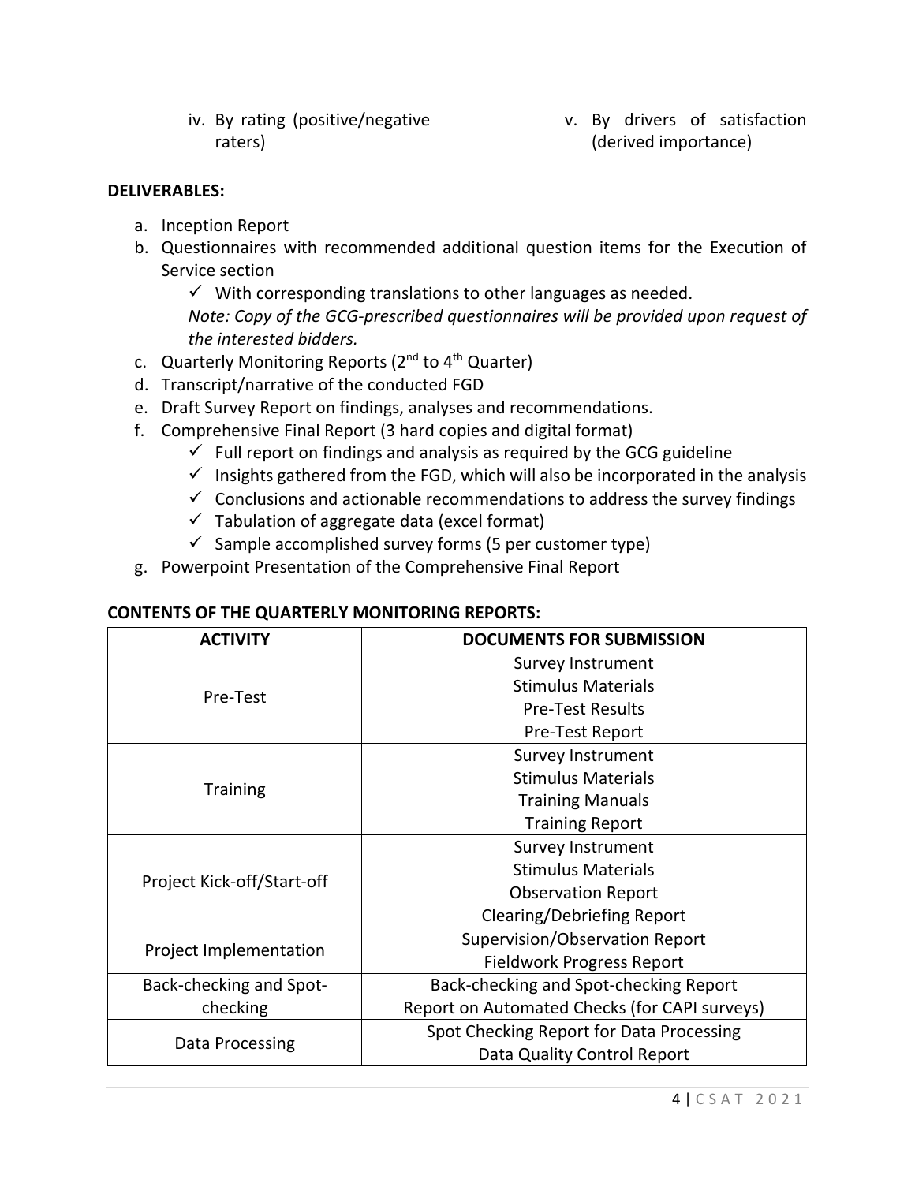iv. By rating (positive/negative raters)

v. By drivers of satisfaction (derived importance)

**DELIVERABLES:**

a. Inception Report
b. Questionnaires with recommended additional question items for the Execution of Service section
   - ✓ With corresponding translations to other languages as needed.

   *Note: Copy of the GCG-prescribed questionnaires will be provided upon request of the interested bidders.*
c. Quarterly Monitoring Reports (2nd to 4th Quarter)
d. Transcript/narrative of the conducted FGD
e. Draft Survey Report on findings, analyses and recommendations.
f. Comprehensive Final Report (3 hard copies and digital format)
   - ✓ Full report on findings and analysis as required by the GCG guideline
   - ✓ Insights gathered from the FGD, which will also be incorporated in the analysis
   - ✓ Conclusions and actionable recommendations to address the survey findings
   - ✓ Tabulation of aggregate data (excel format)
   - ✓ Sample accomplished survey forms (5 per customer type)
g. Powerpoint Presentation of the Comprehensive Final Report

**CONTENTS OF THE QUARTERLY MONITORING REPORTS:**

| ACTIVITY | DOCUMENTS FOR SUBMISSION |
|---|---|
| Pre-Test | Survey Instrument<br>Stimulus Materials<br>Pre-Test Results<br>Pre-Test Report |
| Training | Survey Instrument<br>Stimulus Materials<br>Training Manuals<br>Training Report |
| Project Kick-off/Start-off | Survey Instrument<br>Stimulus Materials<br>Observation Report<br>Clearing/Debriefing Report |
| Project Implementation | Supervision/Observation Report<br>Fieldwork Progress Report |
| Back-checking and Spot-checking | Back-checking and Spot-checking Report<br>Report on Automated Checks (for CAPI surveys) |
| Data Processing | Spot Checking Report for Data Processing<br>Data Quality Control Report |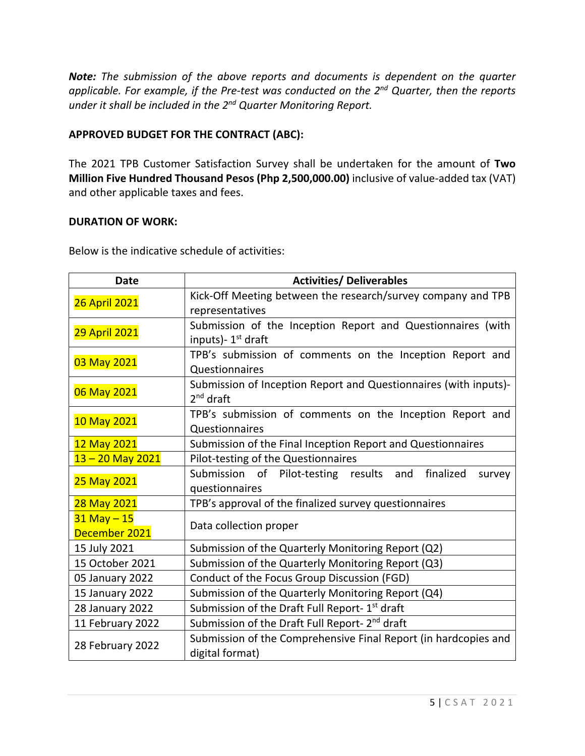***Note:*** *The submission of the above reports and documents is dependent on the quarter applicable. For example, if the Pre-test was conducted on the 2nd Quarter, then the reports under it shall be included in the 2nd Quarter Monitoring Report.*

**APPROVED BUDGET FOR THE CONTRACT (ABC):**

The 2021 TPB Customer Satisfaction Survey shall be undertaken for the amount of **Two Million Five Hundred Thousand Pesos (Php 2,500,000.00)** inclusive of value-added tax (VAT) and other applicable taxes and fees.

**DURATION OF WORK:**

Below is the indicative schedule of activities:

| Date | Activities/ Deliverables |
|---|---|
| 26 April 2021 | Kick-Off Meeting between the research/survey company and TPB representatives |
| 29 April 2021 | Submission of the Inception Report and Questionnaires (with inputs)- 1st draft |
| 03 May 2021 | TPB's submission of comments on the Inception Report and Questionnaires |
| 06 May 2021 | Submission of Inception Report and Questionnaires (with inputs)- 2nd draft |
| 10 May 2021 | TPB's submission of comments on the Inception Report and Questionnaires |
| 12 May 2021 | Submission of the Final Inception Report and Questionnaires |
| 13 – 20 May 2021 | Pilot-testing of the Questionnaires |
| 25 May 2021 | Submission of Pilot-testing results and finalized survey questionnaires |
| 28 May 2021 | TPB's approval of the finalized survey questionnaires |
| 31 May – 15 December 2021 | Data collection proper |
| 15 July 2021 | Submission of the Quarterly Monitoring Report (Q2) |
| 15 October 2021 | Submission of the Quarterly Monitoring Report (Q3) |
| 05 January 2022 | Conduct of the Focus Group Discussion (FGD) |
| 15 January 2022 | Submission of the Quarterly Monitoring Report (Q4) |
| 28 January 2022 | Submission of the Draft Full Report- 1st draft |
| 11 February 2022 | Submission of the Draft Full Report- 2nd draft |
| 28 February 2022 | Submission of the Comprehensive Final Report (in hardcopies and digital format) |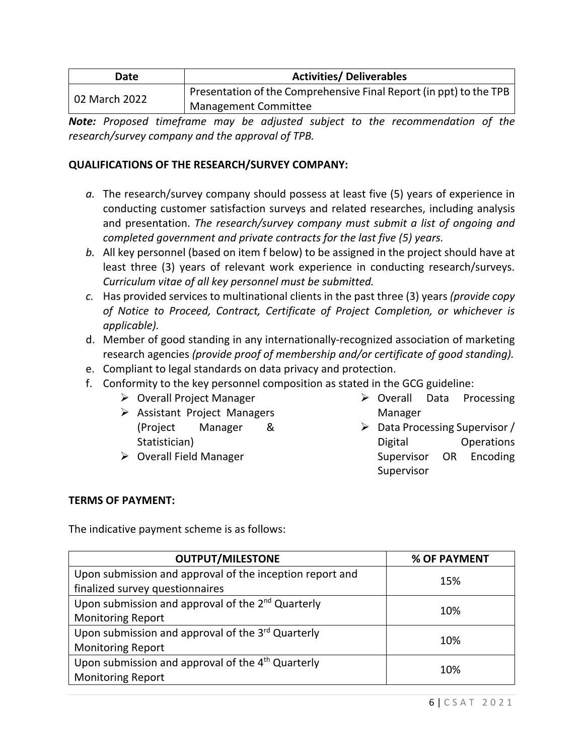| Date | Activities/ Deliverables |
|---|---|
| 02 March 2022 | Presentation of the Comprehensive Final Report (in ppt) to the TPB Management Committee |

***Note:*** *Proposed timeframe may be adjusted subject to the recommendation of the research/survey company and the approval of TPB.*

**QUALIFICATIONS OF THE RESEARCH/SURVEY COMPANY:**

*a.* The research/survey company should possess at least five (5) years of experience in conducting customer satisfaction surveys and related researches, including analysis and presentation. *The research/survey company must submit a list of ongoing and completed government and private contracts for the last five (5) years.*

*b.* All key personnel (based on item f below) to be assigned in the project should have at least three (3) years of relevant work experience in conducting research/surveys. *Curriculum vitae of all key personnel must be submitted.*

*c.* Has provided services to multinational clients in the past three (3) years *(provide copy of Notice to Proceed, Contract, Certificate of Project Completion, or whichever is applicable).*

d. Member of good standing in any internationally-recognized association of marketing research agencies *(provide proof of membership and/or certificate of good standing).*

e. Compliant to legal standards on data privacy and protection.

f. Conformity to the key personnel composition as stated in the GCG guideline:
- Overall Project Manager
- Assistant Project Managers (Project Manager & Statistician)
- Overall Field Manager
- Overall Data Processing Manager
- Data Processing Supervisor / Digital Operations Supervisor OR Encoding Supervisor

**TERMS OF PAYMENT:**

The indicative payment scheme is as follows:

| OUTPUT/MILESTONE | % OF PAYMENT |
|---|---|
| Upon submission and approval of the inception report and finalized survey questionnaires | 15% |
| Upon submission and approval of the 2nd Quarterly Monitoring Report | 10% |
| Upon submission and approval of the 3rd Quarterly Monitoring Report | 10% |
| Upon submission and approval of the 4th Quarterly Monitoring Report | 10% |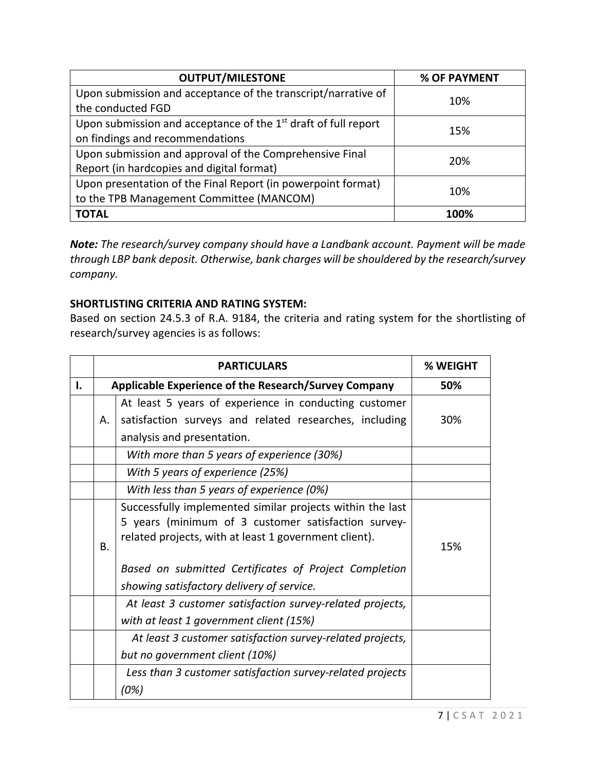| OUTPUT/MILESTONE | % OF PAYMENT |
|---|---|
| Upon submission and acceptance of the transcript/narrative of the conducted FGD | 10% |
| Upon submission and acceptance of the 1st draft of full report on findings and recommendations | 15% |
| Upon submission and approval of the Comprehensive Final Report (in hardcopies and digital format) | 20% |
| Upon presentation of the Final Report (in powerpoint format) to the TPB Management Committee (MANCOM) | 10% |
| **TOTAL** | **100%** |

***Note:** The research/survey company should have a Landbank account. Payment will be made through LBP bank deposit. Otherwise, bank charges will be shouldered by the research/survey company.*

**SHORTLISTING CRITERIA AND RATING SYSTEM:**

Based on section 24.5.3 of R.A. 9184, the criteria and rating system for the shortlisting of research/survey agencies is as follows:

| | | PARTICULARS | % WEIGHT |
|---|---|---|---|
| **I.** | | **Applicable Experience of the Research/Survey Company** | **50%** |
| | A. | At least 5 years of experience in conducting customer satisfaction surveys and related researches, including analysis and presentation. | 30% |
| | | *With more than 5 years of experience (30%)* | |
| | | *With 5 years of experience (25%)* | |
| | | *With less than 5 years of experience (0%)* | |
| | B. | Successfully implemented similar projects within the last 5 years (minimum of 3 customer satisfaction survey-related projects, with at least 1 government client).<br><br>*Based on submitted Certificates of Project Completion showing satisfactory delivery of service.* | 15% |
| | | *At least 3 customer satisfaction survey-related projects, with at least 1 government client (15%)* | |
| | | *At least 3 customer satisfaction survey-related projects, but no government client (10%)* | |
| | | *Less than 3 customer satisfaction survey-related projects (0%)* | |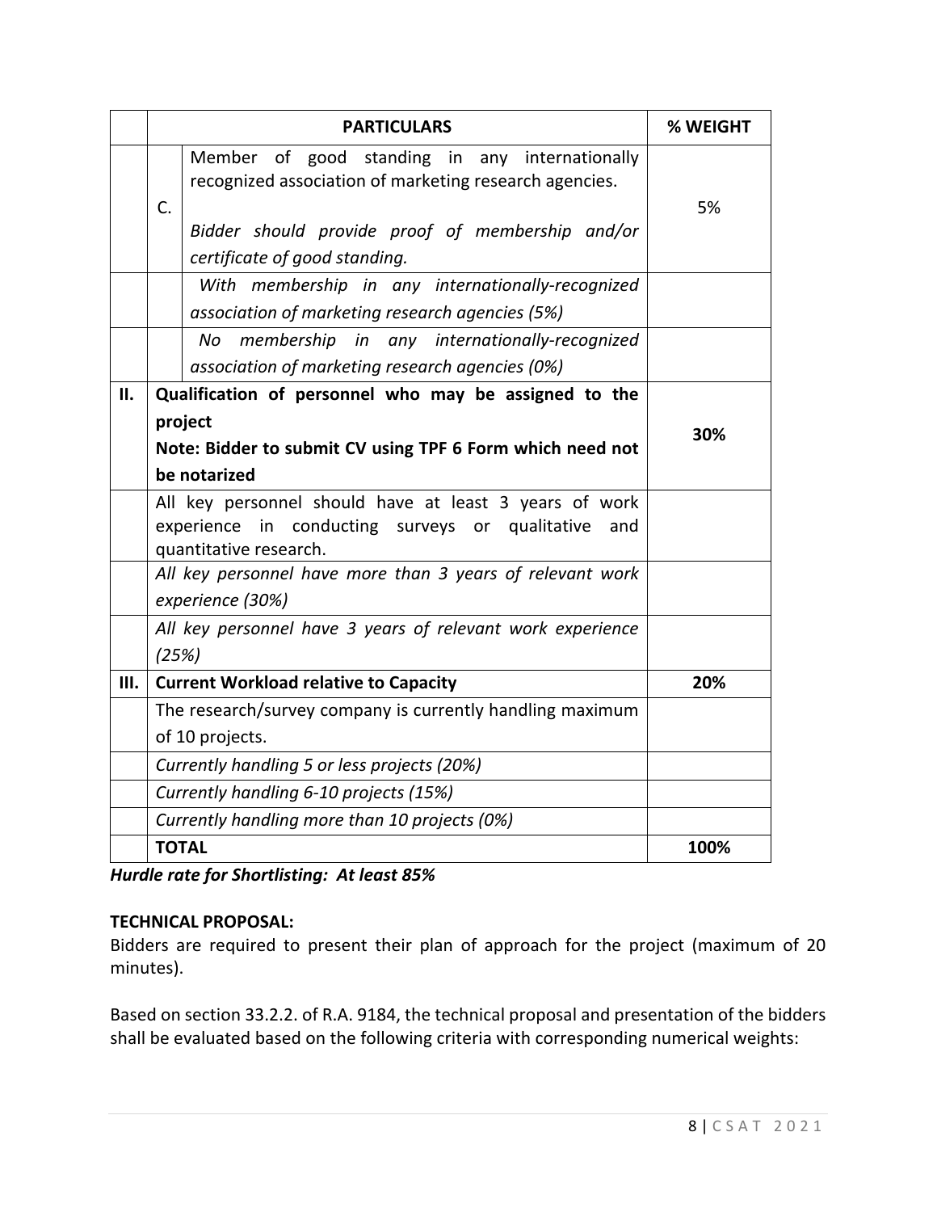| | PARTICULARS | | % WEIGHT |
|---|---|---|---|
| | C. | Member of good standing in any internationally recognized association of marketing research agencies.<br><br>*Bidder should provide proof of membership and/or certificate of good standing.* | 5% |
| | | *With membership in any internationally-recognized association of marketing research agencies (5%)* | |
| | | *No membership in any internationally-recognized association of marketing research agencies (0%)* | |
| **II.** | **Qualification of personnel who may be assigned to the project**<br>**Note: Bidder to submit CV using TPF 6 Form which need not be notarized** | | **30%** |
| | All key personnel should have at least 3 years of work experience in conducting surveys or qualitative and quantitative research. | | |
| | *All key personnel have more than 3 years of relevant work experience (30%)* | | |
| | *All key personnel have 3 years of relevant work experience (25%)* | | |
| **III.** | **Current Workload relative to Capacity** | | **20%** |
| | The research/survey company is currently handling maximum of 10 projects. | | |
| | *Currently handling 5 or less projects (20%)* | | |
| | *Currently handling 6-10 projects (15%)* | | |
| | *Currently handling more than 10 projects (0%)* | | |
| | **TOTAL** | | **100%** |

***Hurdle rate for Shortlisting: At least 85%***

**TECHNICAL PROPOSAL:**

Bidders are required to present their plan of approach for the project (maximum of 20 minutes).

Based on section 33.2.2. of R.A. 9184, the technical proposal and presentation of the bidders shall be evaluated based on the following criteria with corresponding numerical weights: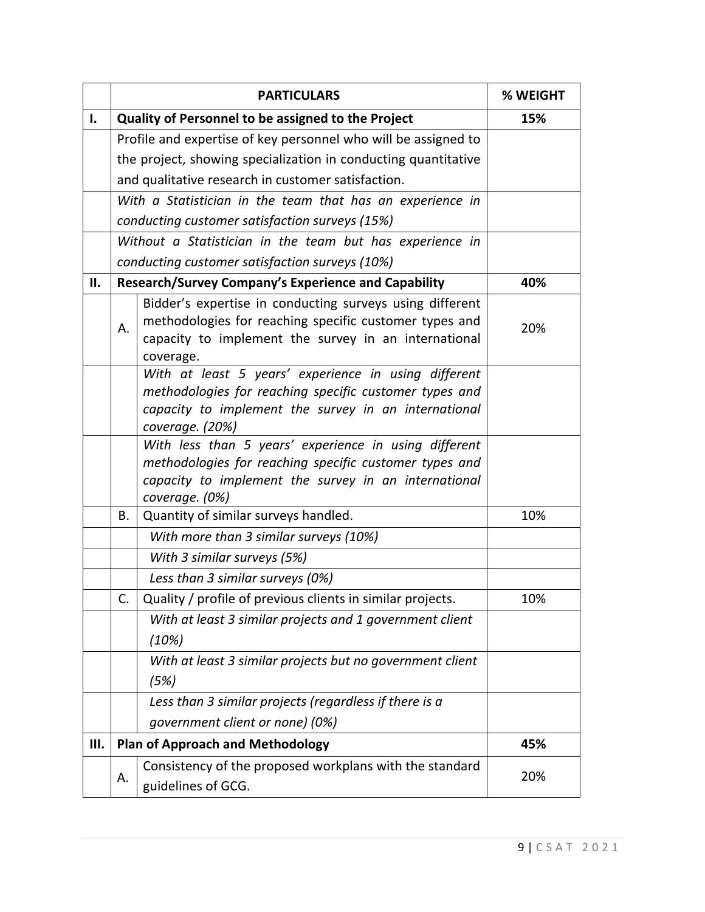| | | PARTICULARS | % WEIGHT |
|---|---|---|---|
| **I.** | **Quality of Personnel to be assigned to the Project** | | **15%** |
| | Profile and expertise of key personnel who will be assigned to the project, showing specialization in conducting quantitative and qualitative research in customer satisfaction. | | |
| | *With a Statistician in the team that has an experience in conducting customer satisfaction surveys (15%)* | | |
| | *Without a Statistician in the team but has experience in conducting customer satisfaction surveys (10%)* | | |
| **II.** | **Research/Survey Company's Experience and Capability** | | **40%** |
| | A. | Bidder's expertise in conducting surveys using different methodologies for reaching specific customer types and capacity to implement the survey in an international coverage. | 20% |
| | | *With at least 5 years' experience in using different methodologies for reaching specific customer types and capacity to implement the survey in an international coverage. (20%)* | |
| | | *With less than 5 years' experience in using different methodologies for reaching specific customer types and capacity to implement the survey in an international coverage. (0%)* | |
| | B. | Quantity of similar surveys handled. | 10% |
| | | *With more than 3 similar surveys (10%)* | |
| | | *With 3 similar surveys (5%)* | |
| | | *Less than 3 similar surveys (0%)* | |
| | C. | Quality / profile of previous clients in similar projects. | 10% |
| | | *With at least 3 similar projects and 1 government client (10%)* | |
| | | *With at least 3 similar projects but no government client (5%)* | |
| | | *Less than 3 similar projects (regardless if there is a government client or none) (0%)* | |
| **III.** | **Plan of Approach and Methodology** | | **45%** |
| | A. | Consistency of the proposed workplans with the standard guidelines of GCG. | 20% |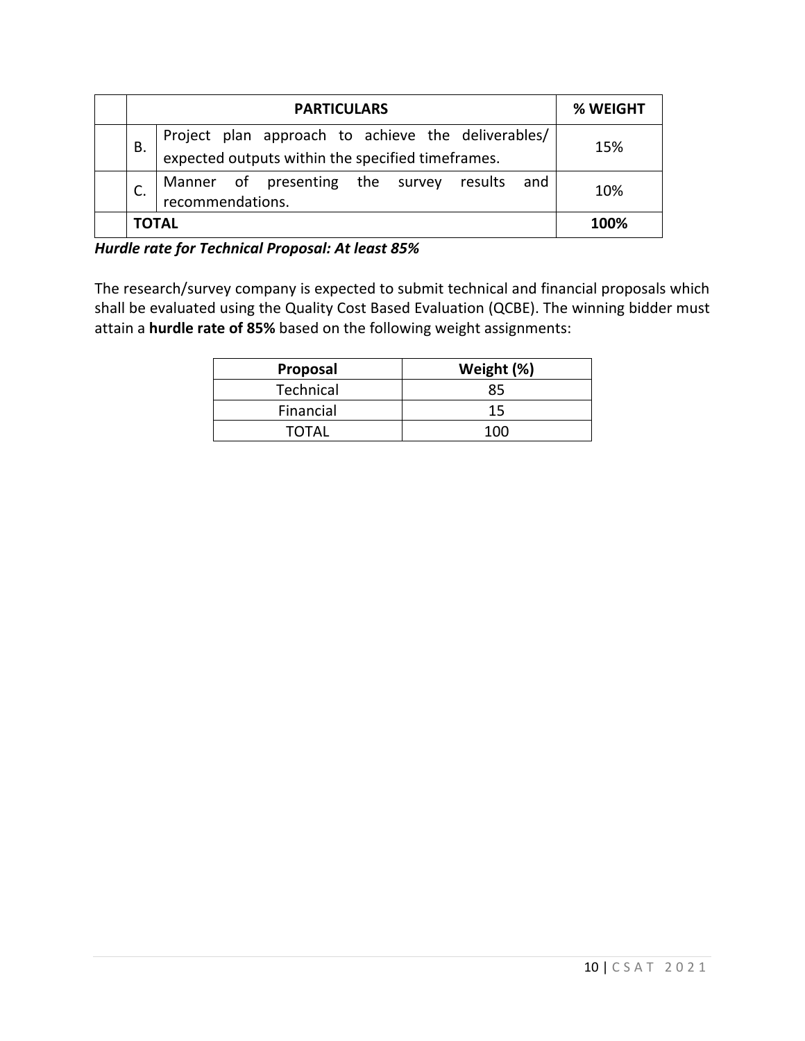| | | PARTICULARS | % WEIGHT |
|---|---|---|---|
| | B. | Project plan approach to achieve the deliverables/ expected outputs within the specified timeframes. | 15% |
| | C. | Manner of presenting the survey results and recommendations. | 10% |
| | **TOTAL** | | **100%** |

***Hurdle rate for Technical Proposal: At least 85%***

The research/survey company is expected to submit technical and financial proposals which shall be evaluated using the Quality Cost Based Evaluation (QCBE). The winning bidder must attain a **hurdle rate of 85%** based on the following weight assignments:

| Proposal | Weight (%) |
|---|---|
| Technical | 85 |
| Financial | 15 |
| TOTAL | 100 |